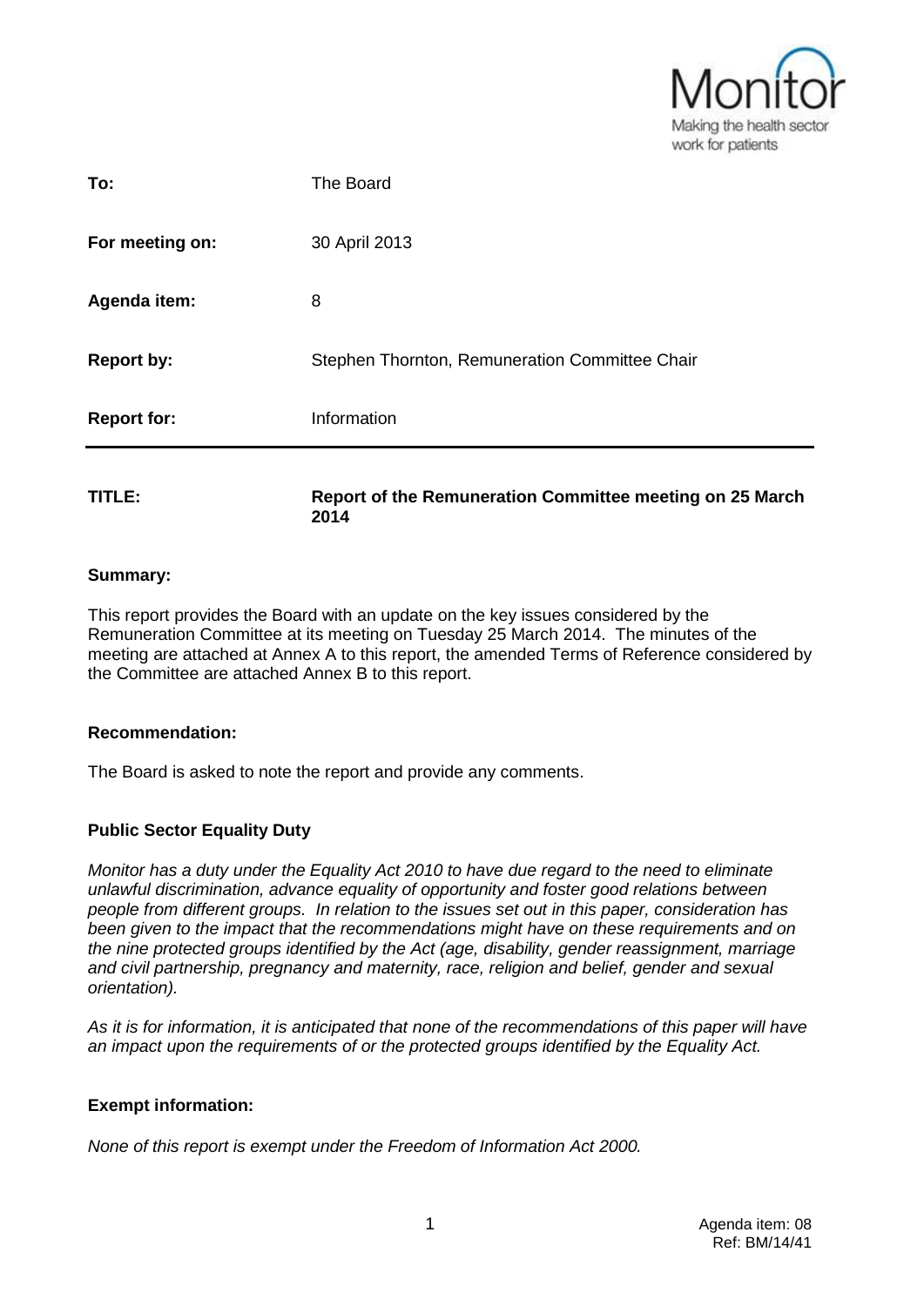Monitor
Making the health sector work for patients

| | |
|---|---|
| **To:** | The Board |
| **For meeting on:** | 30 April 2013 |
| **Agenda item:** | 8 |
| **Report by:** | Stephen Thornton, Remuneration Committee Chair |
| **Report for:** | Information |

| | |
|---|---|
| **TITLE:** | **Report of the Remuneration Committee meeting on 25 March 2014** |

**Summary:**

This report provides the Board with an update on the key issues considered by the Remuneration Committee at its meeting on Tuesday 25 March 2014. The minutes of the meeting are attached at Annex A to this report, the amended Terms of Reference considered by the Committee are attached Annex B to this report.

**Recommendation:**

The Board is asked to note the report and provide any comments.

**Public Sector Equality Duty**

*Monitor has a duty under the Equality Act 2010 to have due regard to the need to eliminate unlawful discrimination, advance equality of opportunity and foster good relations between people from different groups. In relation to the issues set out in this paper, consideration has been given to the impact that the recommendations might have on these requirements and on the nine protected groups identified by the Act (age, disability, gender reassignment, marriage and civil partnership, pregnancy and maternity, race, religion and belief, gender and sexual orientation).*

*As it is for information, it is anticipated that none of the recommendations of this paper will have an impact upon the requirements of or the protected groups identified by the Equality Act.*

**Exempt information:**

*None of this report is exempt under the Freedom of Information Act 2000.*

Agenda item: 08
Ref: BM/14/41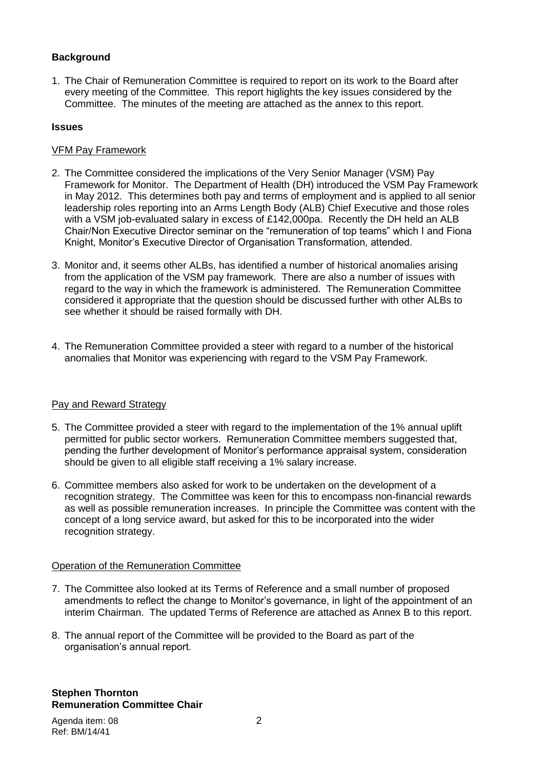**Background**

1. The Chair of Remuneration Committee is required to report on its work to the Board after every meeting of the Committee. This report higlights the key issues considered by the Committee. The minutes of the meeting are attached as the annex to this report.

**Issues**

VFM Pay Framework

2. The Committee considered the implications of the Very Senior Manager (VSM) Pay Framework for Monitor. The Department of Health (DH) introduced the VSM Pay Framework in May 2012. This determines both pay and terms of employment and is applied to all senior leadership roles reporting into an Arms Length Body (ALB) Chief Executive and those roles with a VSM job-evaluated salary in excess of £142,000pa. Recently the DH held an ALB Chair/Non Executive Director seminar on the "remuneration of top teams" which I and Fiona Knight, Monitor's Executive Director of Organisation Transformation, attended.

3. Monitor and, it seems other ALBs, has identified a number of historical anomalies arising from the application of the VSM pay framework. There are also a number of issues with regard to the way in which the framework is administered. The Remuneration Committee considered it appropriate that the question should be discussed further with other ALBs to see whether it should be raised formally with DH.

4. The Remuneration Committee provided a steer with regard to a number of the historical anomalies that Monitor was experiencing with regard to the VSM Pay Framework.

Pay and Reward Strategy

5. The Committee provided a steer with regard to the implementation of the 1% annual uplift permitted for public sector workers. Remuneration Committee members suggested that, pending the further development of Monitor's performance appraisal system, consideration should be given to all eligible staff receiving a 1% salary increase.

6. Committee members also asked for work to be undertaken on the development of a recognition strategy. The Committee was keen for this to encompass non-financial rewards as well as possible remuneration increases. In principle the Committee was content with the concept of a long service award, but asked for this to be incorporated into the wider recognition strategy.

Operation of the Remuneration Committee

7. The Committee also looked at its Terms of Reference and a small number of proposed amendments to reflect the change to Monitor's governance, in light of the appointment of an interim Chairman. The updated Terms of Reference are attached as Annex B to this report.

8. The annual report of the Committee will be provided to the Board as part of the organisation's annual report.

**Stephen Thornton**
**Remuneration Committee Chair**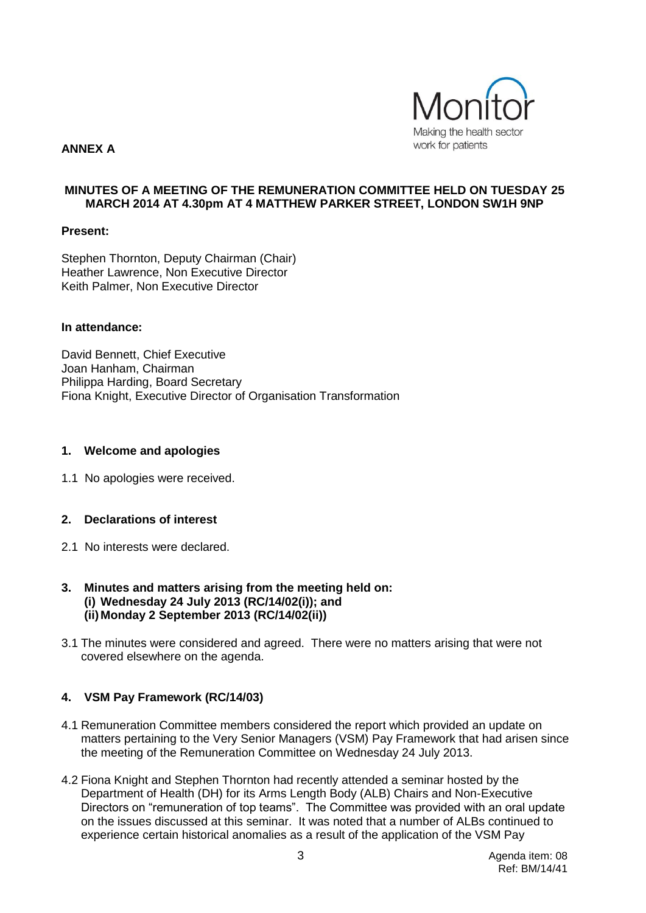**ANNEX A**

**MINUTES OF A MEETING OF THE REMUNERATION COMMITTEE HELD ON TUESDAY 25 MARCH 2014 AT 4.30pm AT 4 MATTHEW PARKER STREET, LONDON SW1H 9NP**

**Present:**

Stephen Thornton, Deputy Chairman (Chair)
Heather Lawrence, Non Executive Director
Keith Palmer, Non Executive Director

**In attendance:**

David Bennett, Chief Executive
Joan Hanham, Chairman
Philippa Harding, Board Secretary
Fiona Knight, Executive Director of Organisation Transformation

## 1. Welcome and apologies

1.1 No apologies were received.

## 2. Declarations of interest

2.1 No interests were declared.

## 3. Minutes and matters arising from the meeting held on: (i) Wednesday 24 July 2013 (RC/14/02(i)); and (ii) Monday 2 September 2013 (RC/14/02(ii))

3.1 The minutes were considered and agreed. There were no matters arising that were not covered elsewhere on the agenda.

## 4. VSM Pay Framework (RC/14/03)

4.1 Remuneration Committee members considered the report which provided an update on matters pertaining to the Very Senior Managers (VSM) Pay Framework that had arisen since the meeting of the Remuneration Committee on Wednesday 24 July 2013.

4.2 Fiona Knight and Stephen Thornton had recently attended a seminar hosted by the Department of Health (DH) for its Arms Length Body (ALB) Chairs and Non-Executive Directors on "remuneration of top teams". The Committee was provided with an oral update on the issues discussed at this seminar. It was noted that a number of ALBs continued to experience certain historical anomalies as a result of the application of the VSM Pay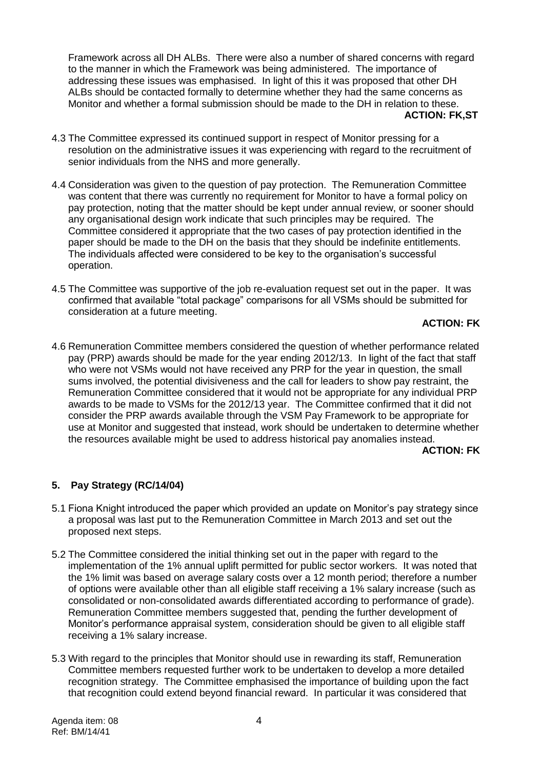Framework across all DH ALBs. There were also a number of shared concerns with regard to the manner in which the Framework was being administered. The importance of addressing these issues was emphasised. In light of this it was proposed that other DH ALBs should be contacted formally to determine whether they had the same concerns as Monitor and whether a formal submission should be made to the DH in relation to these.

**ACTION: FK,ST**

4.3 The Committee expressed its continued support in respect of Monitor pressing for a resolution on the administrative issues it was experiencing with regard to the recruitment of senior individuals from the NHS and more generally.

4.4 Consideration was given to the question of pay protection. The Remuneration Committee was content that there was currently no requirement for Monitor to have a formal policy on pay protection, noting that the matter should be kept under annual review, or sooner should any organisational design work indicate that such principles may be required. The Committee considered it appropriate that the two cases of pay protection identified in the paper should be made to the DH on the basis that they should be indefinite entitlements. The individuals affected were considered to be key to the organisation's successful operation.

4.5 The Committee was supportive of the job re-evaluation request set out in the paper. It was confirmed that available "total package" comparisons for all VSMs should be submitted for consideration at a future meeting.

**ACTION: FK**

4.6 Remuneration Committee members considered the question of whether performance related pay (PRP) awards should be made for the year ending 2012/13. In light of the fact that staff who were not VSMs would not have received any PRP for the year in question, the small sums involved, the potential divisiveness and the call for leaders to show pay restraint, the Remuneration Committee considered that it would not be appropriate for any individual PRP awards to be made to VSMs for the 2012/13 year. The Committee confirmed that it did not consider the PRP awards available through the VSM Pay Framework to be appropriate for use at Monitor and suggested that instead, work should be undertaken to determine whether the resources available might be used to address historical pay anomalies instead.

**ACTION: FK**

## 5. Pay Strategy (RC/14/04)

5.1 Fiona Knight introduced the paper which provided an update on Monitor's pay strategy since a proposal was last put to the Remuneration Committee in March 2013 and set out the proposed next steps.

5.2 The Committee considered the initial thinking set out in the paper with regard to the implementation of the 1% annual uplift permitted for public sector workers. It was noted that the 1% limit was based on average salary costs over a 12 month period; therefore a number of options were available other than all eligible staff receiving a 1% salary increase (such as consolidated or non-consolidated awards differentiated according to performance of grade). Remuneration Committee members suggested that, pending the further development of Monitor's performance appraisal system, consideration should be given to all eligible staff receiving a 1% salary increase.

5.3 With regard to the principles that Monitor should use in rewarding its staff, Remuneration Committee members requested further work to be undertaken to develop a more detailed recognition strategy. The Committee emphasised the importance of building upon the fact that recognition could extend beyond financial reward. In particular it was considered that

Agenda item: 08
Ref: BM/14/41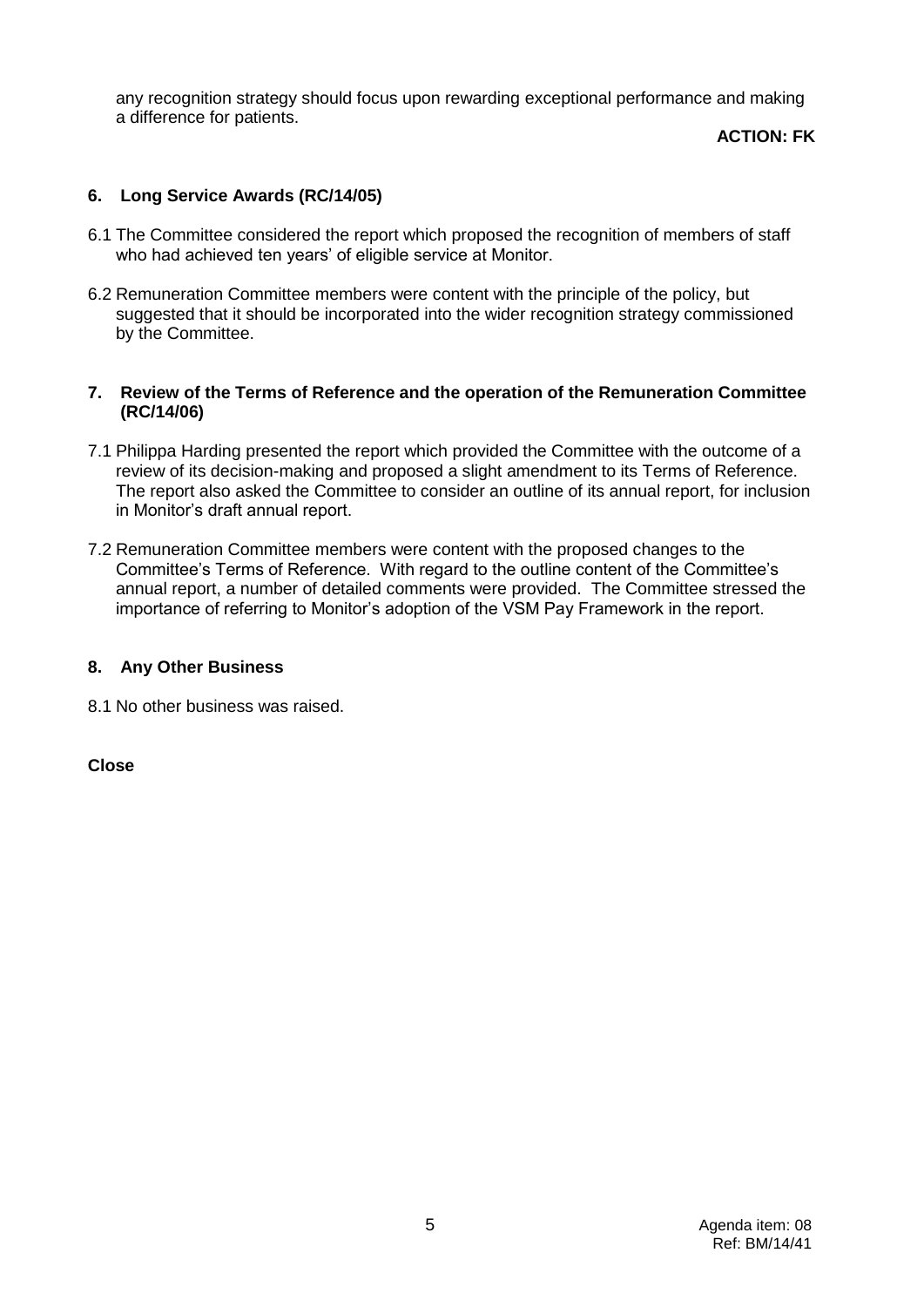any recognition strategy should focus upon rewarding exceptional performance and making a difference for patients.

**ACTION: FK**

## 6. Long Service Awards (RC/14/05)

6.1 The Committee considered the report which proposed the recognition of members of staff who had achieved ten years' of eligible service at Monitor.

6.2 Remuneration Committee members were content with the principle of the policy, but suggested that it should be incorporated into the wider recognition strategy commissioned by the Committee.

## 7. Review of the Terms of Reference and the operation of the Remuneration Committee (RC/14/06)

7.1 Philippa Harding presented the report which provided the Committee with the outcome of a review of its decision-making and proposed a slight amendment to its Terms of Reference. The report also asked the Committee to consider an outline of its annual report, for inclusion in Monitor's draft annual report.

7.2 Remuneration Committee members were content with the proposed changes to the Committee's Terms of Reference. With regard to the outline content of the Committee's annual report, a number of detailed comments were provided. The Committee stressed the importance of referring to Monitor's adoption of the VSM Pay Framework in the report.

## 8. Any Other Business

8.1 No other business was raised.

**Close**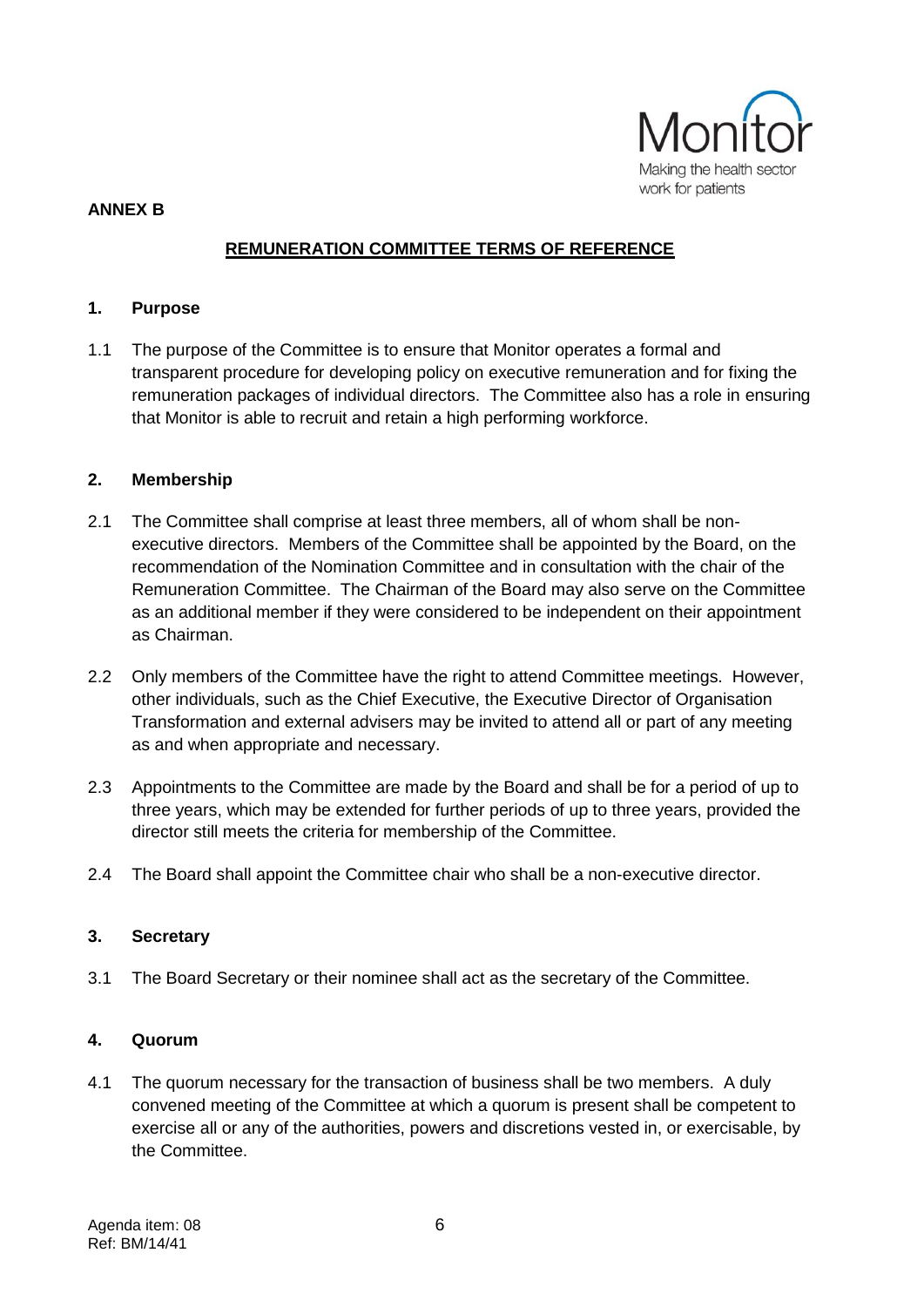**ANNEX B**

## REMUNERATION COMMITTEE TERMS OF REFERENCE

### 1. Purpose

1.1 The purpose of the Committee is to ensure that Monitor operates a formal and transparent procedure for developing policy on executive remuneration and for fixing the remuneration packages of individual directors. The Committee also has a role in ensuring that Monitor is able to recruit and retain a high performing workforce.

### 2. Membership

2.1 The Committee shall comprise at least three members, all of whom shall be non-executive directors. Members of the Committee shall be appointed by the Board, on the recommendation of the Nomination Committee and in consultation with the chair of the Remuneration Committee. The Chairman of the Board may also serve on the Committee as an additional member if they were considered to be independent on their appointment as Chairman.

2.2 Only members of the Committee have the right to attend Committee meetings. However, other individuals, such as the Chief Executive, the Executive Director of Organisation Transformation and external advisers may be invited to attend all or part of any meeting as and when appropriate and necessary.

2.3 Appointments to the Committee are made by the Board and shall be for a period of up to three years, which may be extended for further periods of up to three years, provided the director still meets the criteria for membership of the Committee.

2.4 The Board shall appoint the Committee chair who shall be a non-executive director.

### 3. Secretary

3.1 The Board Secretary or their nominee shall act as the secretary of the Committee.

### 4. Quorum

4.1 The quorum necessary for the transaction of business shall be two members. A duly convened meeting of the Committee at which a quorum is present shall be competent to exercise all or any of the authorities, powers and discretions vested in, or exercisable, by the Committee.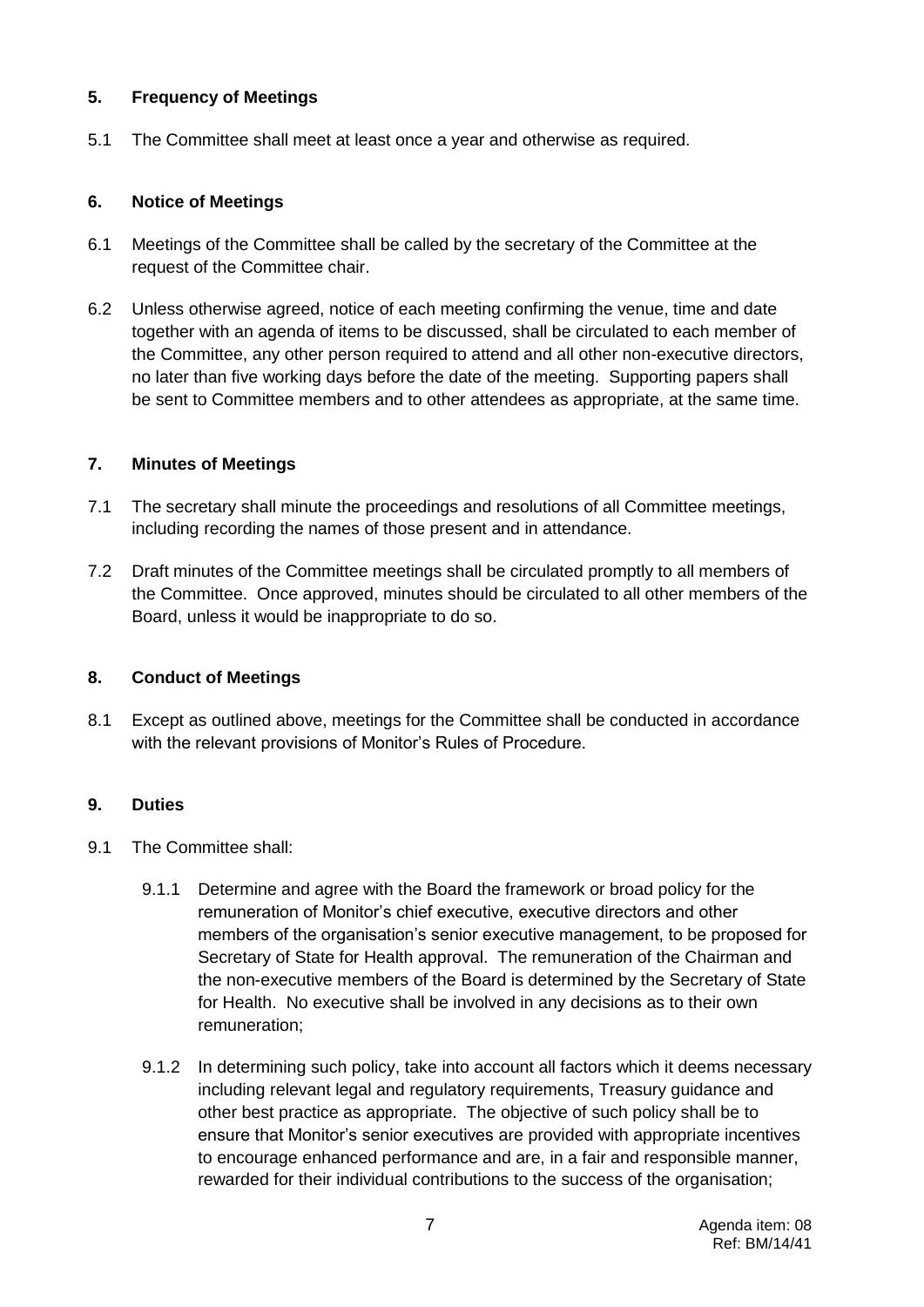## 5. Frequency of Meetings

5.1 The Committee shall meet at least once a year and otherwise as required.

## 6. Notice of Meetings

6.1 Meetings of the Committee shall be called by the secretary of the Committee at the request of the Committee chair.

6.2 Unless otherwise agreed, notice of each meeting confirming the venue, time and date together with an agenda of items to be discussed, shall be circulated to each member of the Committee, any other person required to attend and all other non-executive directors, no later than five working days before the date of the meeting. Supporting papers shall be sent to Committee members and to other attendees as appropriate, at the same time.

## 7. Minutes of Meetings

7.1 The secretary shall minute the proceedings and resolutions of all Committee meetings, including recording the names of those present and in attendance.

7.2 Draft minutes of the Committee meetings shall be circulated promptly to all members of the Committee. Once approved, minutes should be circulated to all other members of the Board, unless it would be inappropriate to do so.

## 8. Conduct of Meetings

8.1 Except as outlined above, meetings for the Committee shall be conducted in accordance with the relevant provisions of Monitor's Rules of Procedure.

## 9. Duties

9.1 The Committee shall:

9.1.1 Determine and agree with the Board the framework or broad policy for the remuneration of Monitor's chief executive, executive directors and other members of the organisation's senior executive management, to be proposed for Secretary of State for Health approval. The remuneration of the Chairman and the non-executive members of the Board is determined by the Secretary of State for Health. No executive shall be involved in any decisions as to their own remuneration;

9.1.2 In determining such policy, take into account all factors which it deems necessary including relevant legal and regulatory requirements, Treasury guidance and other best practice as appropriate. The objective of such policy shall be to ensure that Monitor's senior executives are provided with appropriate incentives to encourage enhanced performance and are, in a fair and responsible manner, rewarded for their individual contributions to the success of the organisation;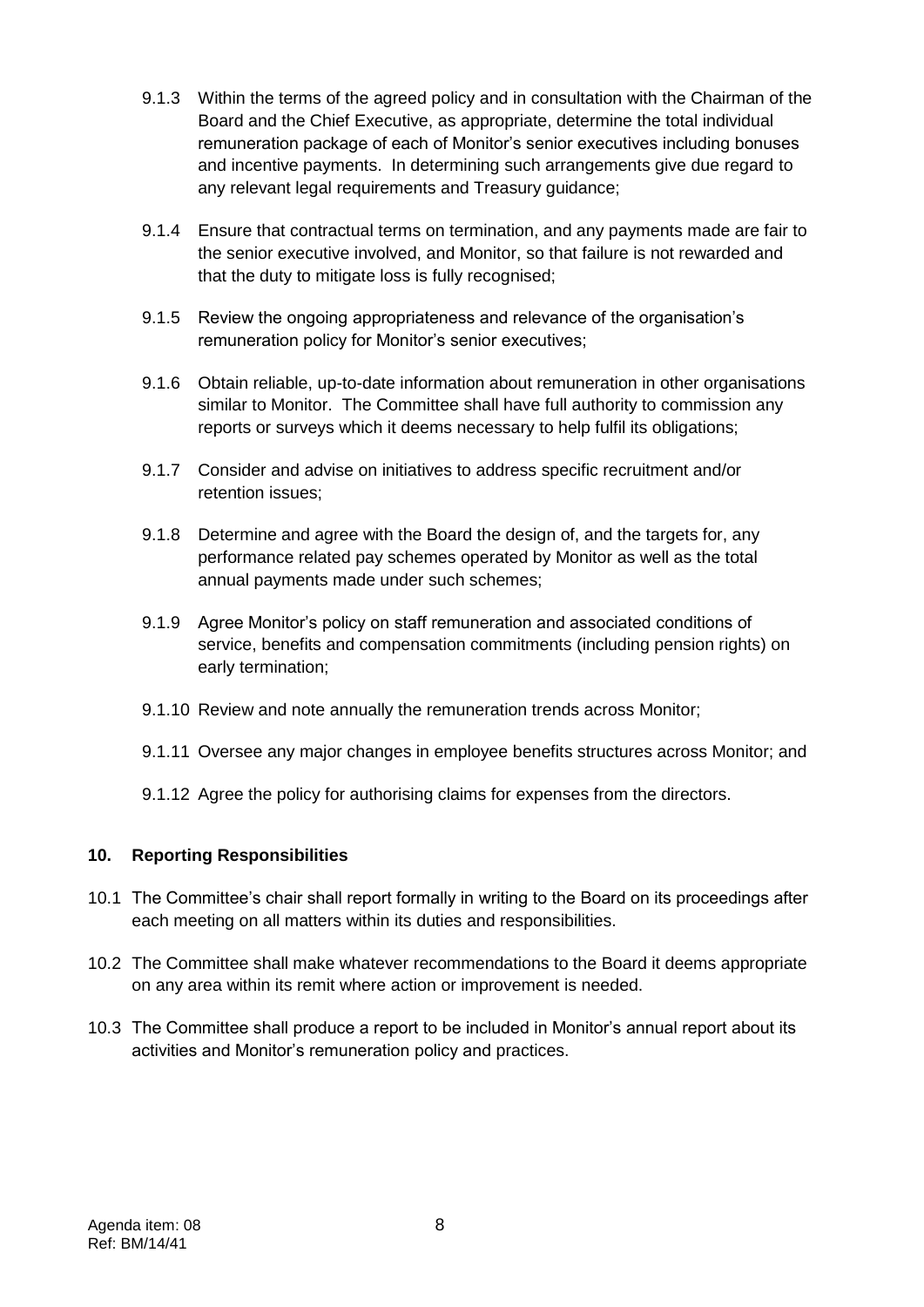9.1.3 Within the terms of the agreed policy and in consultation with the Chairman of the Board and the Chief Executive, as appropriate, determine the total individual remuneration package of each of Monitor's senior executives including bonuses and incentive payments. In determining such arrangements give due regard to any relevant legal requirements and Treasury guidance;

9.1.4 Ensure that contractual terms on termination, and any payments made are fair to the senior executive involved, and Monitor, so that failure is not rewarded and that the duty to mitigate loss is fully recognised;

9.1.5 Review the ongoing appropriateness and relevance of the organisation's remuneration policy for Monitor's senior executives;

9.1.6 Obtain reliable, up-to-date information about remuneration in other organisations similar to Monitor. The Committee shall have full authority to commission any reports or surveys which it deems necessary to help fulfil its obligations;

9.1.7 Consider and advise on initiatives to address specific recruitment and/or retention issues;

9.1.8 Determine and agree with the Board the design of, and the targets for, any performance related pay schemes operated by Monitor as well as the total annual payments made under such schemes;

9.1.9 Agree Monitor's policy on staff remuneration and associated conditions of service, benefits and compensation commitments (including pension rights) on early termination;

9.1.10 Review and note annually the remuneration trends across Monitor;

9.1.11 Oversee any major changes in employee benefits structures across Monitor; and

9.1.12 Agree the policy for authorising claims for expenses from the directors.

## 10. Reporting Responsibilities

10.1 The Committee's chair shall report formally in writing to the Board on its proceedings after each meeting on all matters within its duties and responsibilities.

10.2 The Committee shall make whatever recommendations to the Board it deems appropriate on any area within its remit where action or improvement is needed.

10.3 The Committee shall produce a report to be included in Monitor's annual report about its activities and Monitor's remuneration policy and practices.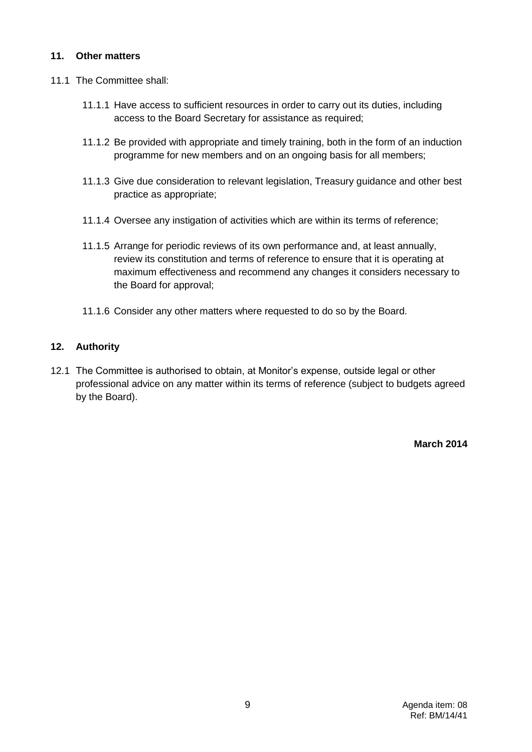## 11. Other matters

11.1 The Committee shall:

11.1.1 Have access to sufficient resources in order to carry out its duties, including access to the Board Secretary for assistance as required;

11.1.2 Be provided with appropriate and timely training, both in the form of an induction programme for new members and on an ongoing basis for all members;

11.1.3 Give due consideration to relevant legislation, Treasury guidance and other best practice as appropriate;

11.1.4 Oversee any instigation of activities which are within its terms of reference;

11.1.5 Arrange for periodic reviews of its own performance and, at least annually, review its constitution and terms of reference to ensure that it is operating at maximum effectiveness and recommend any changes it considers necessary to the Board for approval;

11.1.6 Consider any other matters where requested to do so by the Board.

## 12. Authority

12.1 The Committee is authorised to obtain, at Monitor's expense, outside legal or other professional advice on any matter within its terms of reference (subject to budgets agreed by the Board).

**March 2014**